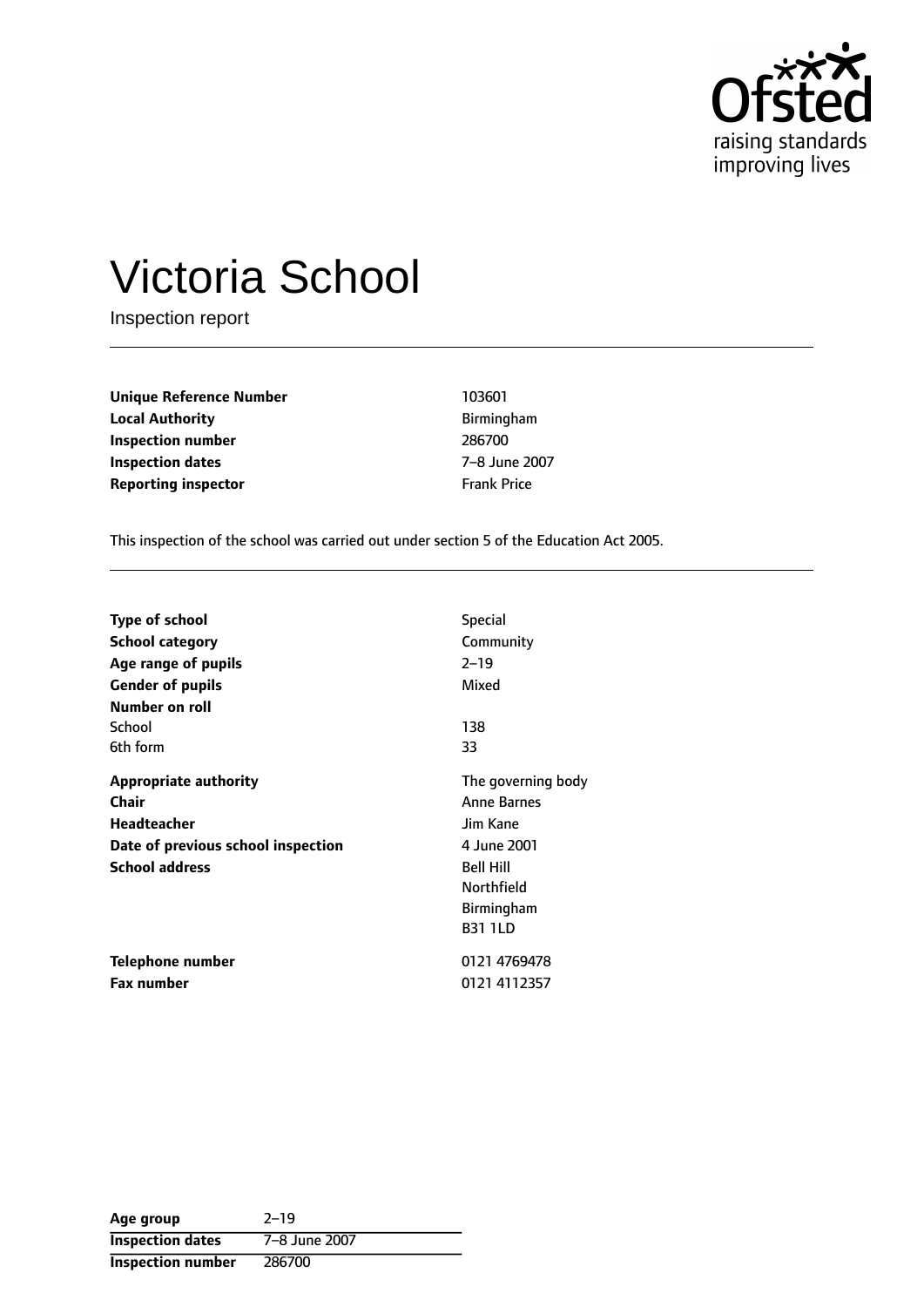Ofsted
raising standards
improving lives

# Victoria School

Inspection report

| | |
|---|---|
| **Unique Reference Number** | 103601 |
| **Local Authority** | Birmingham |
| **Inspection number** | 286700 |
| **Inspection dates** | 7–8 June 2007 |
| **Reporting inspector** | Frank Price |

This inspection of the school was carried out under section 5 of the Education Act 2005.

| | |
|---|---|
| **Type of school** | Special |
| **School category** | Community |
| **Age range of pupils** | 2–19 |
| **Gender of pupils** | Mixed |
| **Number on roll** | |
| School | 138 |
| 6th form | 33 |
| **Appropriate authority** | The governing body |
| **Chair** | Anne Barnes |
| **Headteacher** | Jim Kane |
| **Date of previous school inspection** | 4 June 2001 |
| **School address** | Bell Hill<br>Northfield<br>Birmingham<br>B31 1LD |
| **Telephone number** | 0121 4769478 |
| **Fax number** | 0121 4112357 |

| | |
|---|---|
| **Age group** | 2–19 |
| **Inspection dates** | 7–8 June 2007 |
| **Inspection number** | 286700 |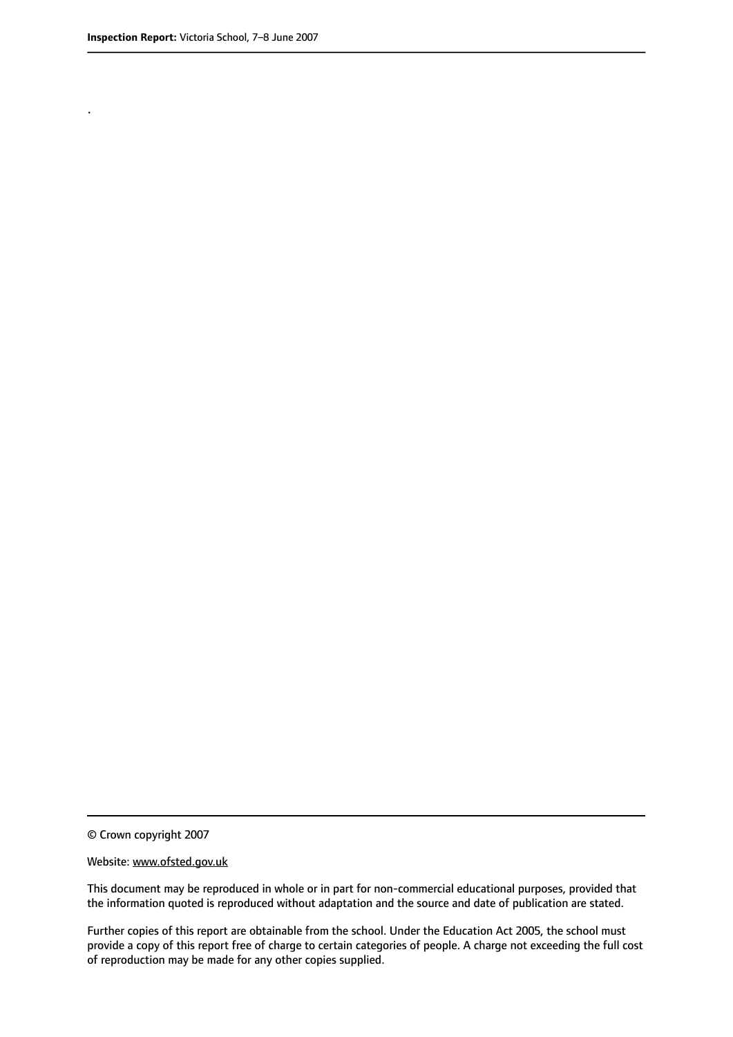.

© Crown copyright 2007

Website: www.ofsted.gov.uk

This document may be reproduced in whole or in part for non-commercial educational purposes, provided that the information quoted is reproduced without adaptation and the source and date of publication are stated.

Further copies of this report are obtainable from the school. Under the Education Act 2005, the school must provide a copy of this report free of charge to certain categories of people. A charge not exceeding the full cost of reproduction may be made for any other copies supplied.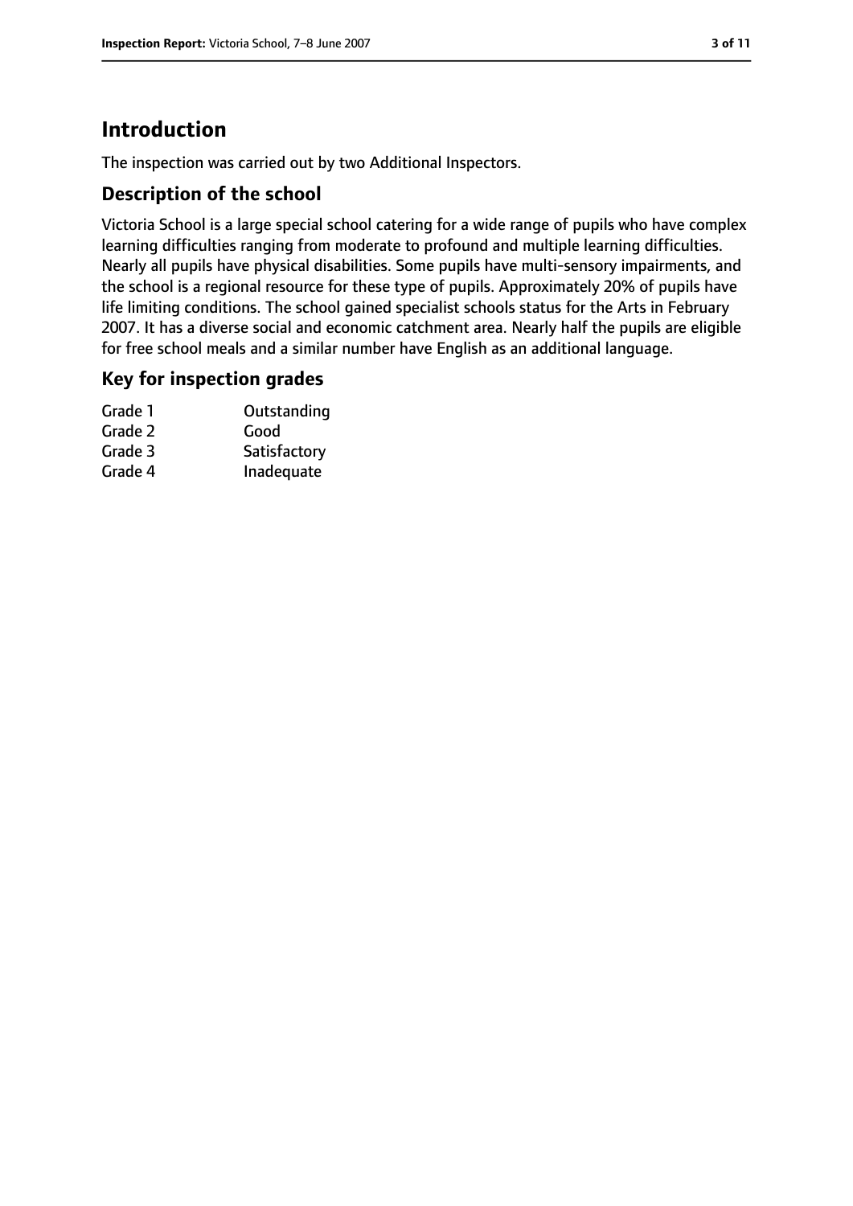# Introduction

The inspection was carried out by two Additional Inspectors.

## Description of the school

Victoria School is a large special school catering for a wide range of pupils who have complex learning difficulties ranging from moderate to profound and multiple learning difficulties. Nearly all pupils have physical disabilities. Some pupils have multi-sensory impairments, and the school is a regional resource for these type of pupils. Approximately 20% of pupils have life limiting conditions. The school gained specialist schools status for the Arts in February 2007. It has a diverse social and economic catchment area. Nearly half the pupils are eligible for free school meals and a similar number have English as an additional language.

## Key for inspection grades

| | |
|---|---|
| Grade 1 | Outstanding |
| Grade 2 | Good |
| Grade 3 | Satisfactory |
| Grade 4 | Inadequate |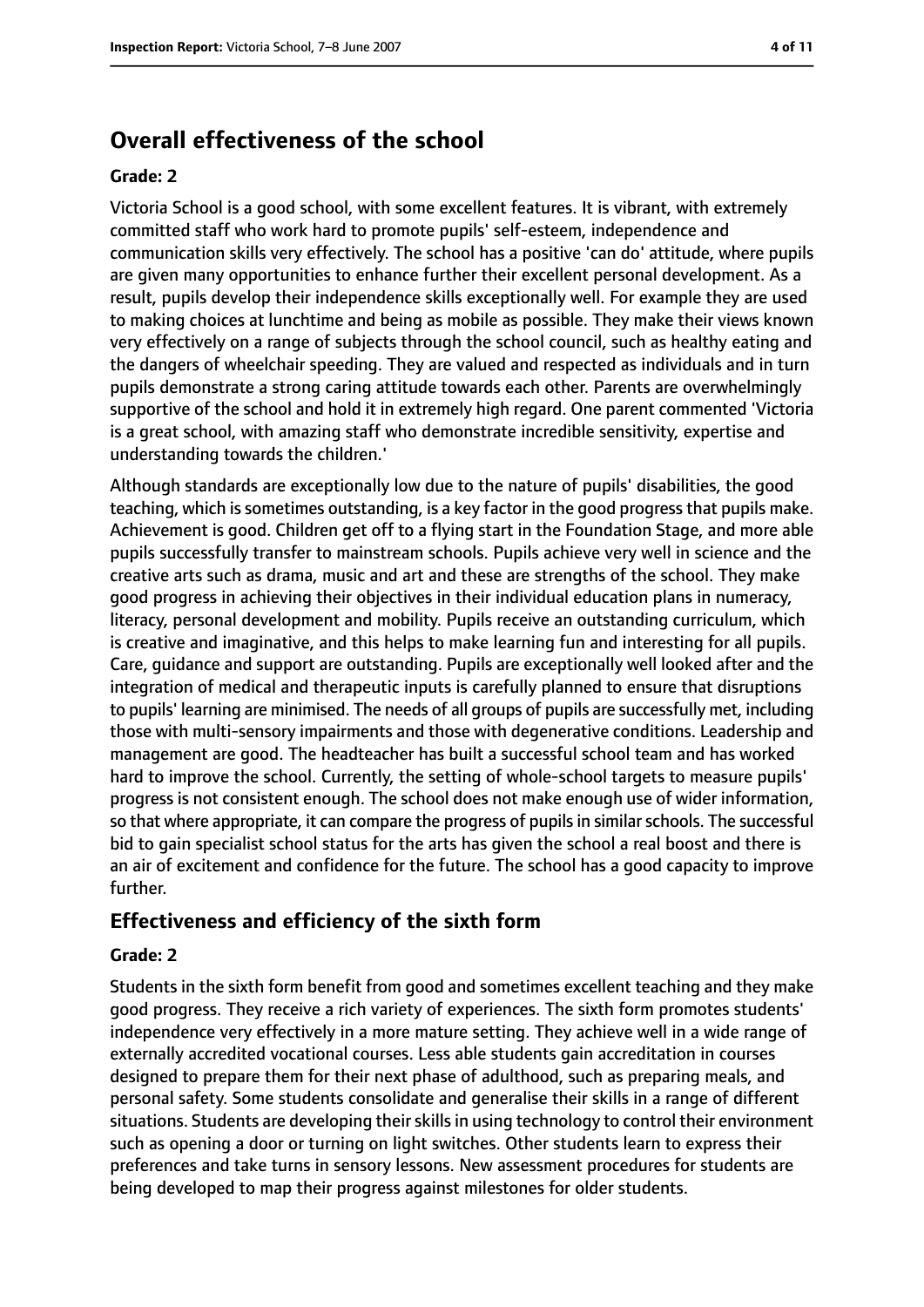## Overall effectiveness of the school

**Grade: 2**

Victoria School is a good school, with some excellent features. It is vibrant, with extremely committed staff who work hard to promote pupils' self-esteem, independence and communication skills very effectively. The school has a positive 'can do' attitude, where pupils are given many opportunities to enhance further their excellent personal development. As a result, pupils develop their independence skills exceptionally well. For example they are used to making choices at lunchtime and being as mobile as possible. They make their views known very effectively on a range of subjects through the school council, such as healthy eating and the dangers of wheelchair speeding. They are valued and respected as individuals and in turn pupils demonstrate a strong caring attitude towards each other. Parents are overwhelmingly supportive of the school and hold it in extremely high regard. One parent commented 'Victoria is a great school, with amazing staff who demonstrate incredible sensitivity, expertise and understanding towards the children.'

Although standards are exceptionally low due to the nature of pupils' disabilities, the good teaching, which is sometimes outstanding, is a key factor in the good progress that pupils make. Achievement is good. Children get off to a flying start in the Foundation Stage, and more able pupils successfully transfer to mainstream schools. Pupils achieve very well in science and the creative arts such as drama, music and art and these are strengths of the school. They make good progress in achieving their objectives in their individual education plans in numeracy, literacy, personal development and mobility. Pupils receive an outstanding curriculum, which is creative and imaginative, and this helps to make learning fun and interesting for all pupils. Care, guidance and support are outstanding. Pupils are exceptionally well looked after and the integration of medical and therapeutic inputs is carefully planned to ensure that disruptions to pupils' learning are minimised. The needs of all groups of pupils are successfully met, including those with multi-sensory impairments and those with degenerative conditions. Leadership and management are good. The headteacher has built a successful school team and has worked hard to improve the school. Currently, the setting of whole-school targets to measure pupils' progress is not consistent enough. The school does not make enough use of wider information, so that where appropriate, it can compare the progress of pupils in similar schools. The successful bid to gain specialist school status for the arts has given the school a real boost and there is an air of excitement and confidence for the future. The school has a good capacity to improve further.

### Effectiveness and efficiency of the sixth form

**Grade: 2**

Students in the sixth form benefit from good and sometimes excellent teaching and they make good progress. They receive a rich variety of experiences. The sixth form promotes students' independence very effectively in a more mature setting. They achieve well in a wide range of externally accredited vocational courses. Less able students gain accreditation in courses designed to prepare them for their next phase of adulthood, such as preparing meals, and personal safety. Some students consolidate and generalise their skills in a range of different situations. Students are developing their skills in using technology to control their environment such as opening a door or turning on light switches. Other students learn to express their preferences and take turns in sensory lessons. New assessment procedures for students are being developed to map their progress against milestones for older students.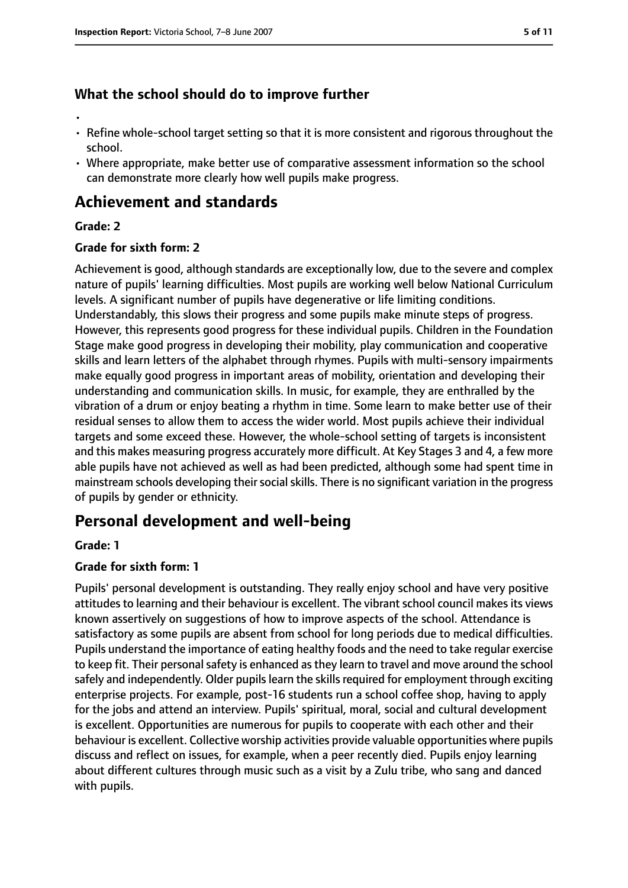### What the school should do to improve further

- 
- Refine whole-school target setting so that it is more consistent and rigorous throughout the school.
- Where appropriate, make better use of comparative assessment information so the school can demonstrate more clearly how well pupils make progress.

## Achievement and standards

#### Grade: 2

#### Grade for sixth form: 2

Achievement is good, although standards are exceptionally low, due to the severe and complex nature of pupils' learning difficulties. Most pupils are working well below National Curriculum levels. A significant number of pupils have degenerative or life limiting conditions. Understandably, this slows their progress and some pupils make minute steps of progress. However, this represents good progress for these individual pupils. Children in the Foundation Stage make good progress in developing their mobility, play communication and cooperative skills and learn letters of the alphabet through rhymes. Pupils with multi-sensory impairments make equally good progress in important areas of mobility, orientation and developing their understanding and communication skills. In music, for example, they are enthralled by the vibration of a drum or enjoy beating a rhythm in time. Some learn to make better use of their residual senses to allow them to access the wider world. Most pupils achieve their individual targets and some exceed these. However, the whole-school setting of targets is inconsistent and this makes measuring progress accurately more difficult. At Key Stages 3 and 4, a few more able pupils have not achieved as well as had been predicted, although some had spent time in mainstream schools developing their social skills. There is no significant variation in the progress of pupils by gender or ethnicity.

## Personal development and well-being

#### Grade: 1

#### Grade for sixth form: 1

Pupils' personal development is outstanding. They really enjoy school and have very positive attitudes to learning and their behaviour is excellent. The vibrant school council makes its views known assertively on suggestions of how to improve aspects of the school. Attendance is satisfactory as some pupils are absent from school for long periods due to medical difficulties. Pupils understand the importance of eating healthy foods and the need to take regular exercise to keep fit. Their personal safety is enhanced as they learn to travel and move around the school safely and independently. Older pupils learn the skills required for employment through exciting enterprise projects. For example, post-16 students run a school coffee shop, having to apply for the jobs and attend an interview. Pupils' spiritual, moral, social and cultural development is excellent. Opportunities are numerous for pupils to cooperate with each other and their behaviour is excellent. Collective worship activities provide valuable opportunities where pupils discuss and reflect on issues, for example, when a peer recently died. Pupils enjoy learning about different cultures through music such as a visit by a Zulu tribe, who sang and danced with pupils.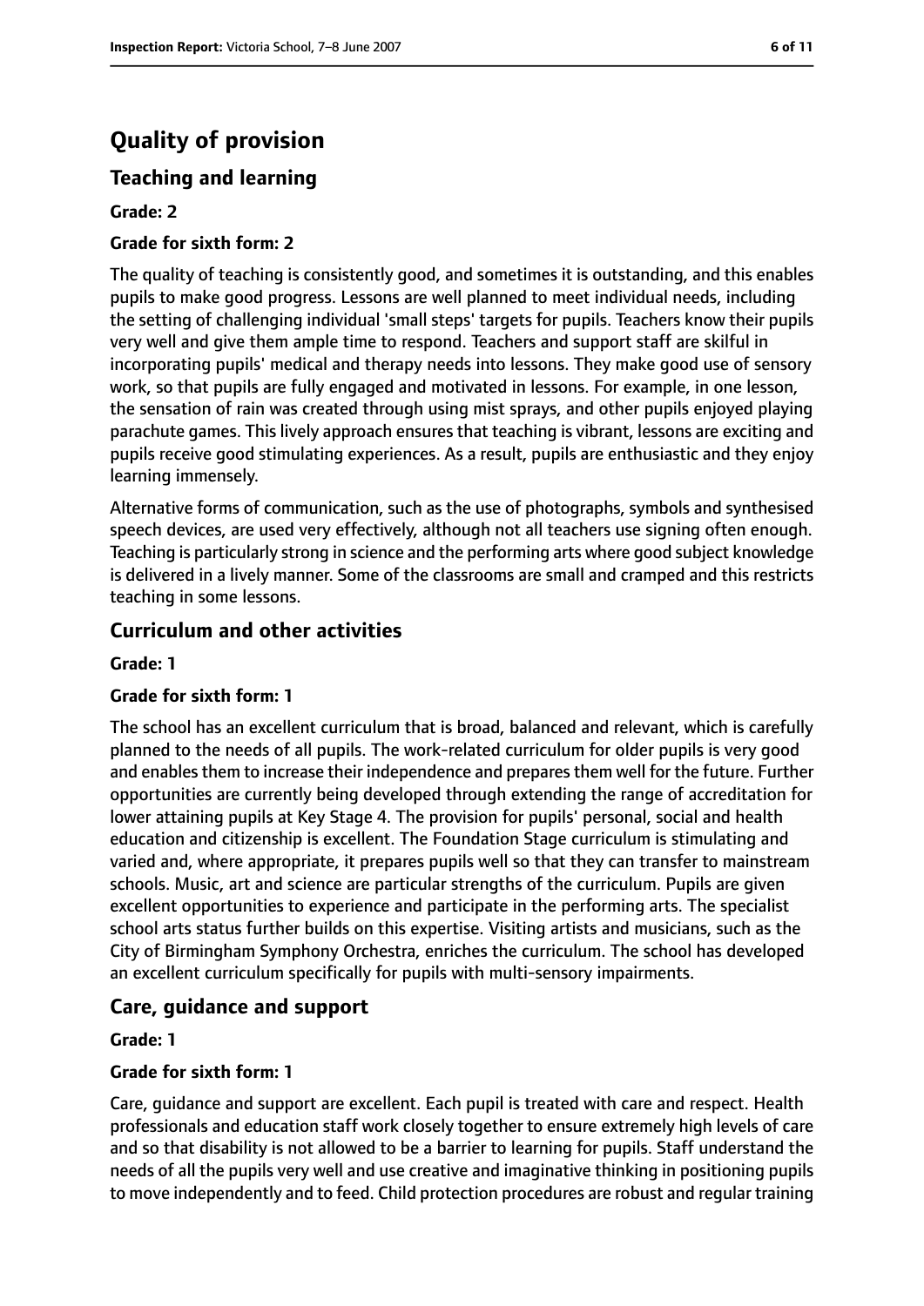# Quality of provision

## Teaching and learning

**Grade: 2**

**Grade for sixth form: 2**

The quality of teaching is consistently good, and sometimes it is outstanding, and this enables pupils to make good progress. Lessons are well planned to meet individual needs, including the setting of challenging individual 'small steps' targets for pupils. Teachers know their pupils very well and give them ample time to respond. Teachers and support staff are skilful in incorporating pupils' medical and therapy needs into lessons. They make good use of sensory work, so that pupils are fully engaged and motivated in lessons. For example, in one lesson, the sensation of rain was created through using mist sprays, and other pupils enjoyed playing parachute games. This lively approach ensures that teaching is vibrant, lessons are exciting and pupils receive good stimulating experiences. As a result, pupils are enthusiastic and they enjoy learning immensely.

Alternative forms of communication, such as the use of photographs, symbols and synthesised speech devices, are used very effectively, although not all teachers use signing often enough. Teaching is particularly strong in science and the performing arts where good subject knowledge is delivered in a lively manner. Some of the classrooms are small and cramped and this restricts teaching in some lessons.

## Curriculum and other activities

**Grade: 1**

**Grade for sixth form: 1**

The school has an excellent curriculum that is broad, balanced and relevant, which is carefully planned to the needs of all pupils. The work-related curriculum for older pupils is very good and enables them to increase their independence and prepares them well for the future. Further opportunities are currently being developed through extending the range of accreditation for lower attaining pupils at Key Stage 4. The provision for pupils' personal, social and health education and citizenship is excellent. The Foundation Stage curriculum is stimulating and varied and, where appropriate, it prepares pupils well so that they can transfer to mainstream schools. Music, art and science are particular strengths of the curriculum. Pupils are given excellent opportunities to experience and participate in the performing arts. The specialist school arts status further builds on this expertise. Visiting artists and musicians, such as the City of Birmingham Symphony Orchestra, enriches the curriculum. The school has developed an excellent curriculum specifically for pupils with multi-sensory impairments.

## Care, guidance and support

**Grade: 1**

**Grade for sixth form: 1**

Care, guidance and support are excellent. Each pupil is treated with care and respect. Health professionals and education staff work closely together to ensure extremely high levels of care and so that disability is not allowed to be a barrier to learning for pupils. Staff understand the needs of all the pupils very well and use creative and imaginative thinking in positioning pupils to move independently and to feed. Child protection procedures are robust and regular training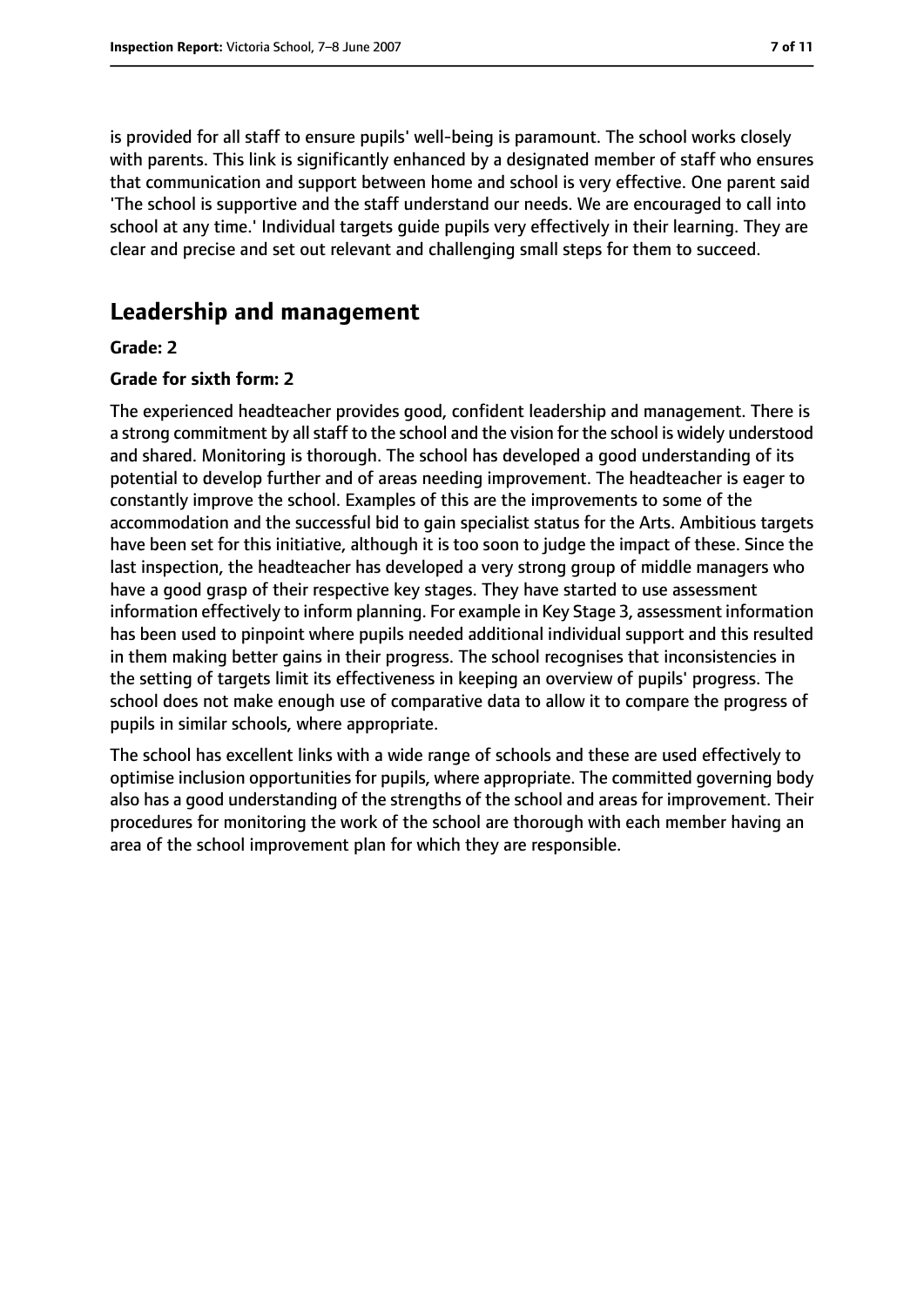is provided for all staff to ensure pupils' well-being is paramount. The school works closely with parents. This link is significantly enhanced by a designated member of staff who ensures that communication and support between home and school is very effective. One parent said 'The school is supportive and the staff understand our needs. We are encouraged to call into school at any time.' Individual targets guide pupils very effectively in their learning. They are clear and precise and set out relevant and challenging small steps for them to succeed.

## Leadership and management

**Grade: 2**

**Grade for sixth form: 2**

The experienced headteacher provides good, confident leadership and management. There is a strong commitment by all staff to the school and the vision for the school is widely understood and shared. Monitoring is thorough. The school has developed a good understanding of its potential to develop further and of areas needing improvement. The headteacher is eager to constantly improve the school. Examples of this are the improvements to some of the accommodation and the successful bid to gain specialist status for the Arts. Ambitious targets have been set for this initiative, although it is too soon to judge the impact of these. Since the last inspection, the headteacher has developed a very strong group of middle managers who have a good grasp of their respective key stages. They have started to use assessment information effectively to inform planning. For example in Key Stage 3, assessment information has been used to pinpoint where pupils needed additional individual support and this resulted in them making better gains in their progress. The school recognises that inconsistencies in the setting of targets limit its effectiveness in keeping an overview of pupils' progress. The school does not make enough use of comparative data to allow it to compare the progress of pupils in similar schools, where appropriate.

The school has excellent links with a wide range of schools and these are used effectively to optimise inclusion opportunities for pupils, where appropriate. The committed governing body also has a good understanding of the strengths of the school and areas for improvement. Their procedures for monitoring the work of the school are thorough with each member having an area of the school improvement plan for which they are responsible.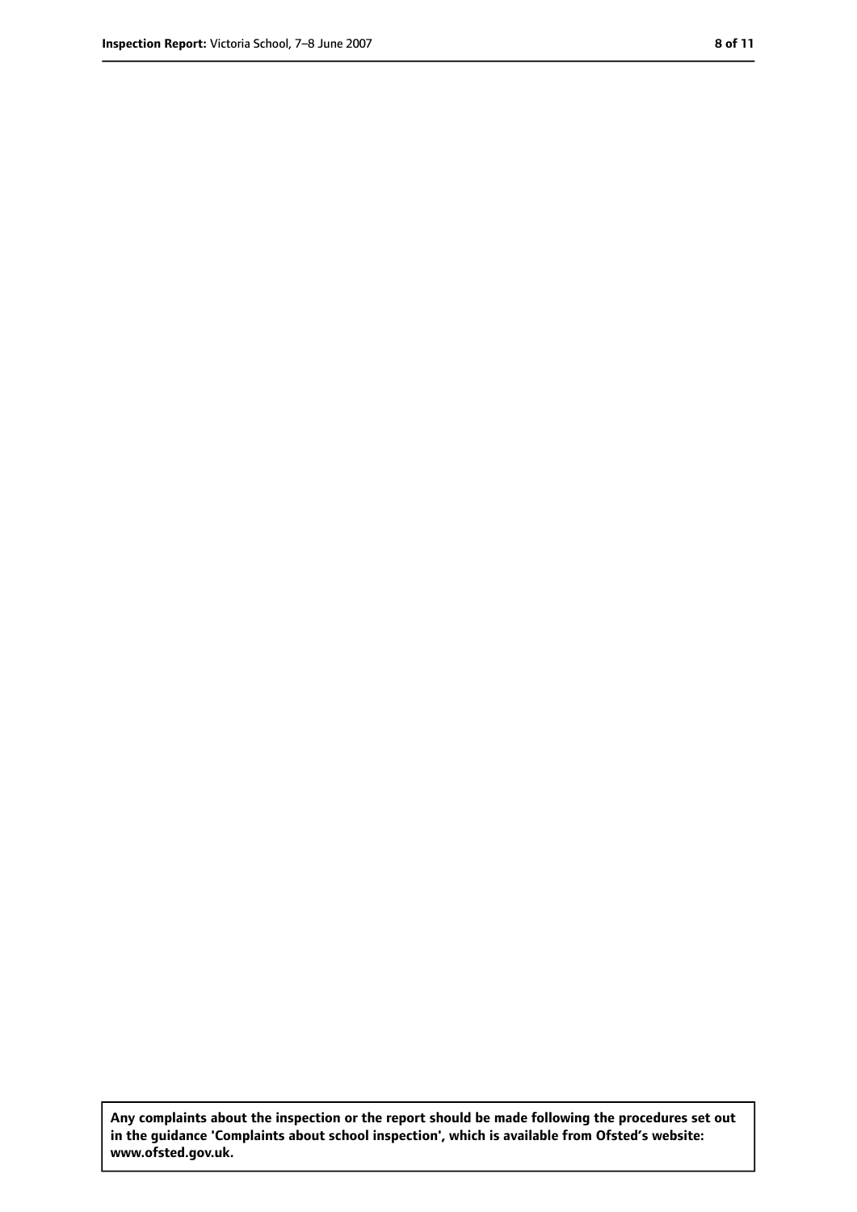**Any complaints about the inspection or the report should be made following the procedures set out in the guidance 'Complaints about school inspection', which is available from Ofsted's website: www.ofsted.gov.uk.**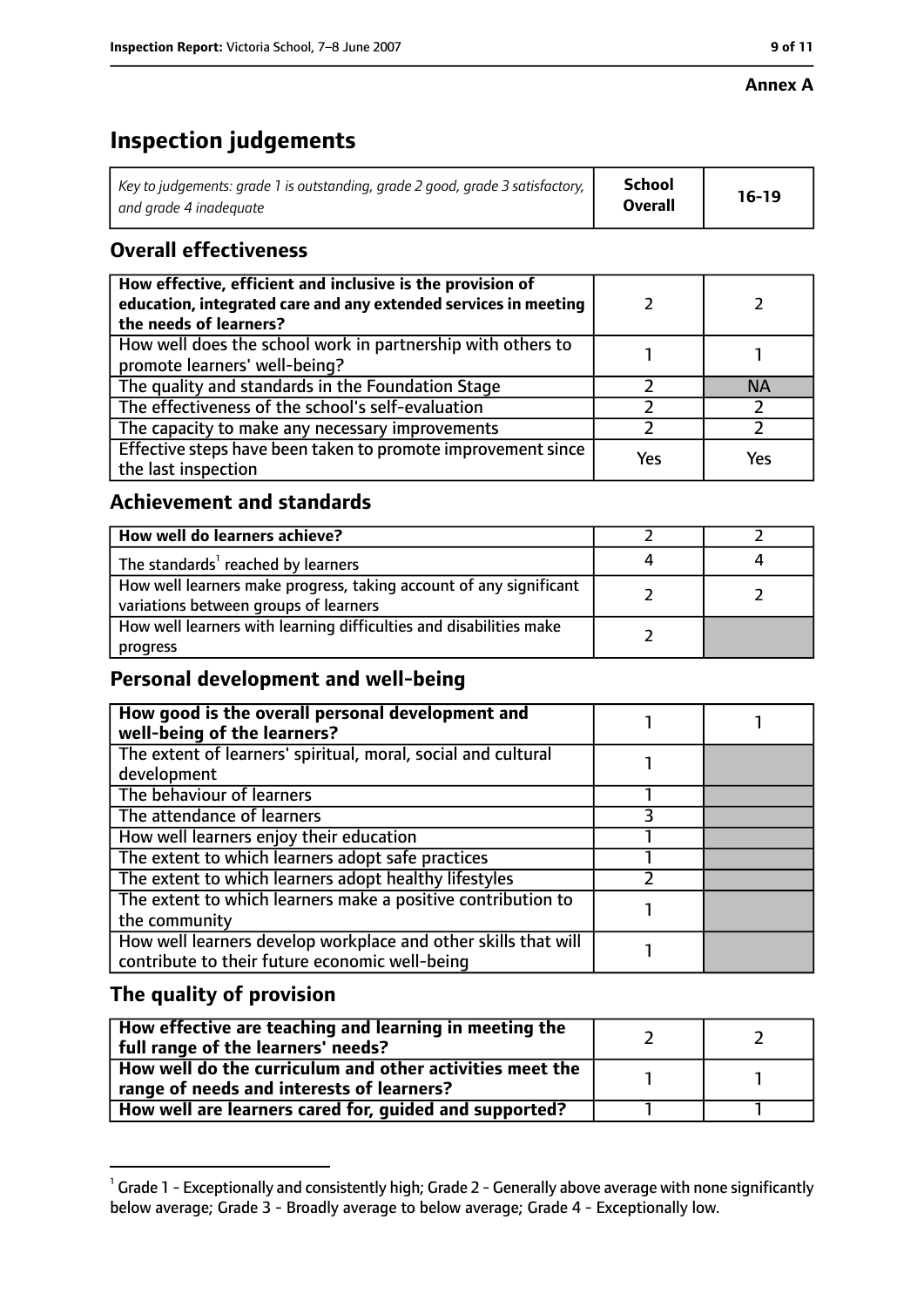**Annex A**

# Inspection judgements

| Key to judgements: grade 1 is outstanding, grade 2 good, grade 3 satisfactory, and grade 4 inadequate | School Overall | 16-19 |
|---|---|---|

## Overall effectiveness

| | | |
|---|---|---|
| **How effective, efficient and inclusive is the provision of education, integrated care and any extended services in meeting the needs of learners?** | 2 | 2 |
| How well does the school work in partnership with others to promote learners' well-being? | 1 | 1 |
| The quality and standards in the Foundation Stage | 2 | NA |
| The effectiveness of the school's self-evaluation | 2 | 2 |
| The capacity to make any necessary improvements | 2 | 2 |
| Effective steps have been taken to promote improvement since the last inspection | Yes | Yes |

## Achievement and standards

| | | |
|---|---|---|
| **How well do learners achieve?** | 2 | 2 |
| The standards[1] reached by learners | 4 | 4 |
| How well learners make progress, taking account of any significant variations between groups of learners | 2 | 2 |
| How well learners with learning difficulties and disabilities make progress | 2 | |

## Personal development and well-being

| | | |
|---|---|---|
| **How good is the overall personal development and well-being of the learners?** | 1 | 1 |
| The extent of learners' spiritual, moral, social and cultural development | 1 | |
| The behaviour of learners | 1 | |
| The attendance of learners | 3 | |
| How well learners enjoy their education | 1 | |
| The extent to which learners adopt safe practices | 1 | |
| The extent to which learners adopt healthy lifestyles | 2 | |
| The extent to which learners make a positive contribution to the community | 1 | |
| How well learners develop workplace and other skills that will contribute to their future economic well-being | 1 | |

## The quality of provision

| | | |
|---|---|---|
| **How effective are teaching and learning in meeting the full range of the learners' needs?** | 2 | 2 |
| **How well do the curriculum and other activities meet the range of needs and interests of learners?** | 1 | 1 |
| **How well are learners cared for, guided and supported?** | 1 | 1 |

[1] Grade 1 - Exceptionally and consistently high; Grade 2 - Generally above average with none significantly below average; Grade 3 - Broadly average to below average; Grade 4 - Exceptionally low.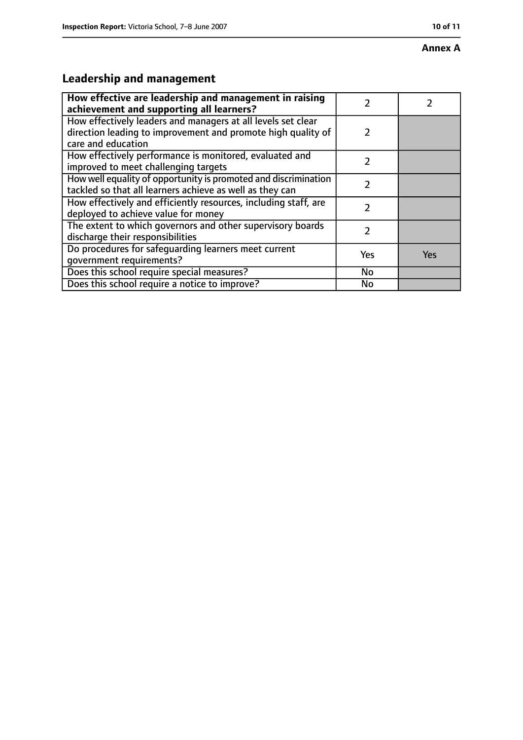**Annex A**

## Leadership and management

| How effective are leadership and management in raising achievement and supporting all learners? | 2 | 2 |
|---|---|---|
| How effectively leaders and managers at all levels set clear direction leading to improvement and promote high quality of care and education | 2 | |
| How effectively performance is monitored, evaluated and improved to meet challenging targets | 2 | |
| How well equality of opportunity is promoted and discrimination tackled so that all learners achieve as well as they can | 2 | |
| How effectively and efficiently resources, including staff, are deployed to achieve value for money | 2 | |
| The extent to which governors and other supervisory boards discharge their responsibilities | 2 | |
| Do procedures for safeguarding learners meet current government requirements? | Yes | Yes |
| Does this school require special measures? | No | |
| Does this school require a notice to improve? | No | |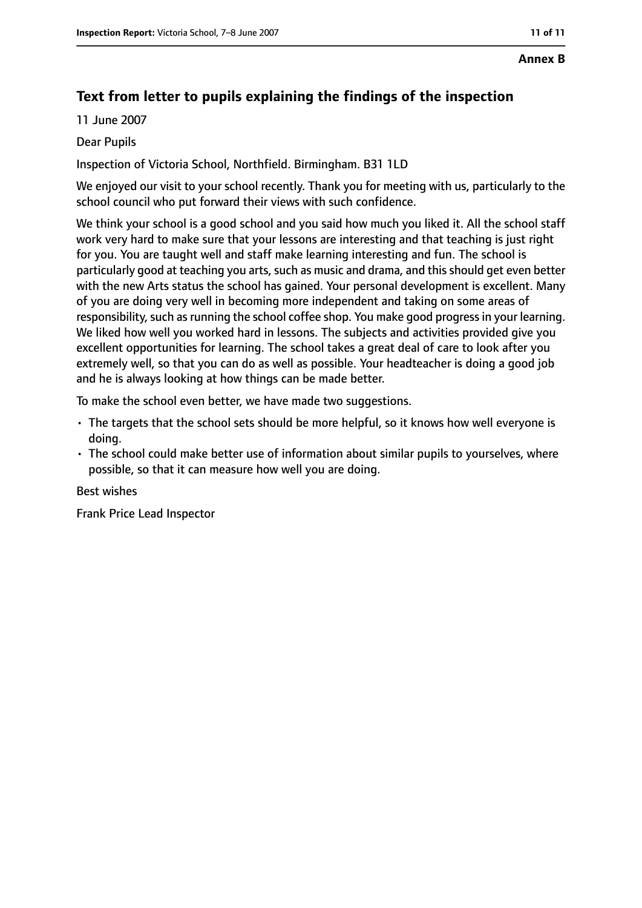**Annex B**

## Text from letter to pupils explaining the findings of the inspection

11 June 2007

Dear Pupils

Inspection of Victoria School, Northfield. Birmingham. B31 1LD

We enjoyed our visit to your school recently. Thank you for meeting with us, particularly to the school council who put forward their views with such confidence.

We think your school is a good school and you said how much you liked it. All the school staff work very hard to make sure that your lessons are interesting and that teaching is just right for you. You are taught well and staff make learning interesting and fun. The school is particularly good at teaching you arts, such as music and drama, and this should get even better with the new Arts status the school has gained. Your personal development is excellent. Many of you are doing very well in becoming more independent and taking on some areas of responsibility, such as running the school coffee shop. You make good progress in your learning. We liked how well you worked hard in lessons. The subjects and activities provided give you excellent opportunities for learning. The school takes a great deal of care to look after you extremely well, so that you can do as well as possible. Your headteacher is doing a good job and he is always looking at how things can be made better.

To make the school even better, we have made two suggestions.

- The targets that the school sets should be more helpful, so it knows how well everyone is doing.
- The school could make better use of information about similar pupils to yourselves, where possible, so that it can measure how well you are doing.

Best wishes

Frank Price Lead Inspector